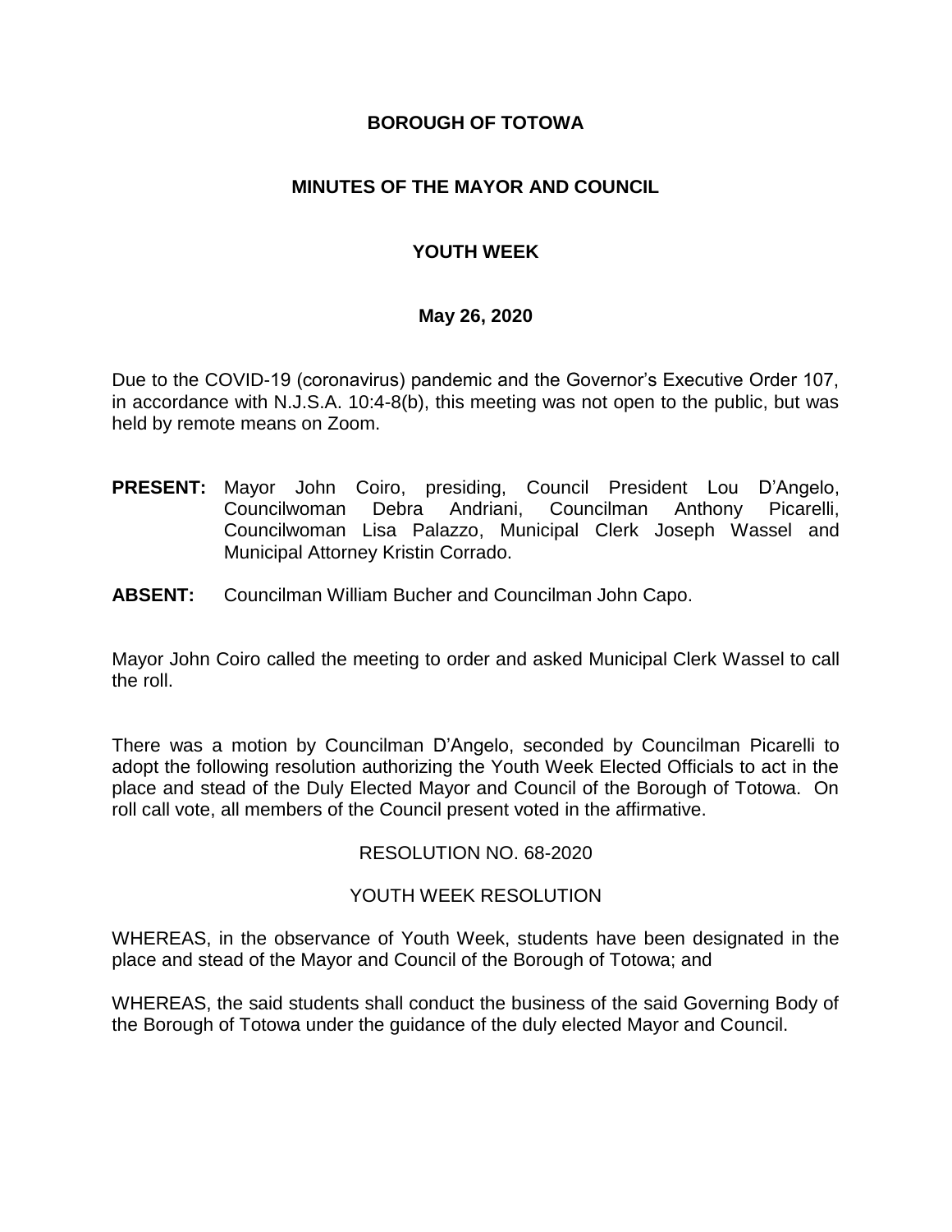# BOROUGH OF TOTOWA

## MINUTES OF THE MAYOR AND COUNCIL

### YOUTH WEEK

### May 26, 2020

Due to the COVID-19 (coronavirus) pandemic and the Governor's Executive Order 107, in accordance with N.J.S.A. 10:4-8(b), this meeting was not open to the public, but was held by remote means on Zoom.

**PRESENT:** Mayor John Coiro, presiding, Council President Lou D'Angelo, Councilwoman Debra Andriani, Councilman Anthony Picarelli, Councilwoman Lisa Palazzo, Municipal Clerk Joseph Wassel and Municipal Attorney Kristin Corrado.

**ABSENT:** Councilman William Bucher and Councilman John Capo.

Mayor John Coiro called the meeting to order and asked Municipal Clerk Wassel to call the roll.

There was a motion by Councilman D'Angelo, seconded by Councilman Picarelli to adopt the following resolution authorizing the Youth Week Elected Officials to act in the place and stead of the Duly Elected Mayor and Council of the Borough of Totowa. On roll call vote, all members of the Council present voted in the affirmative.

RESOLUTION NO. 68-2020

YOUTH WEEK RESOLUTION

WHEREAS, in the observance of Youth Week, students have been designated in the place and stead of the Mayor and Council of the Borough of Totowa; and

WHEREAS, the said students shall conduct the business of the said Governing Body of the Borough of Totowa under the guidance of the duly elected Mayor and Council.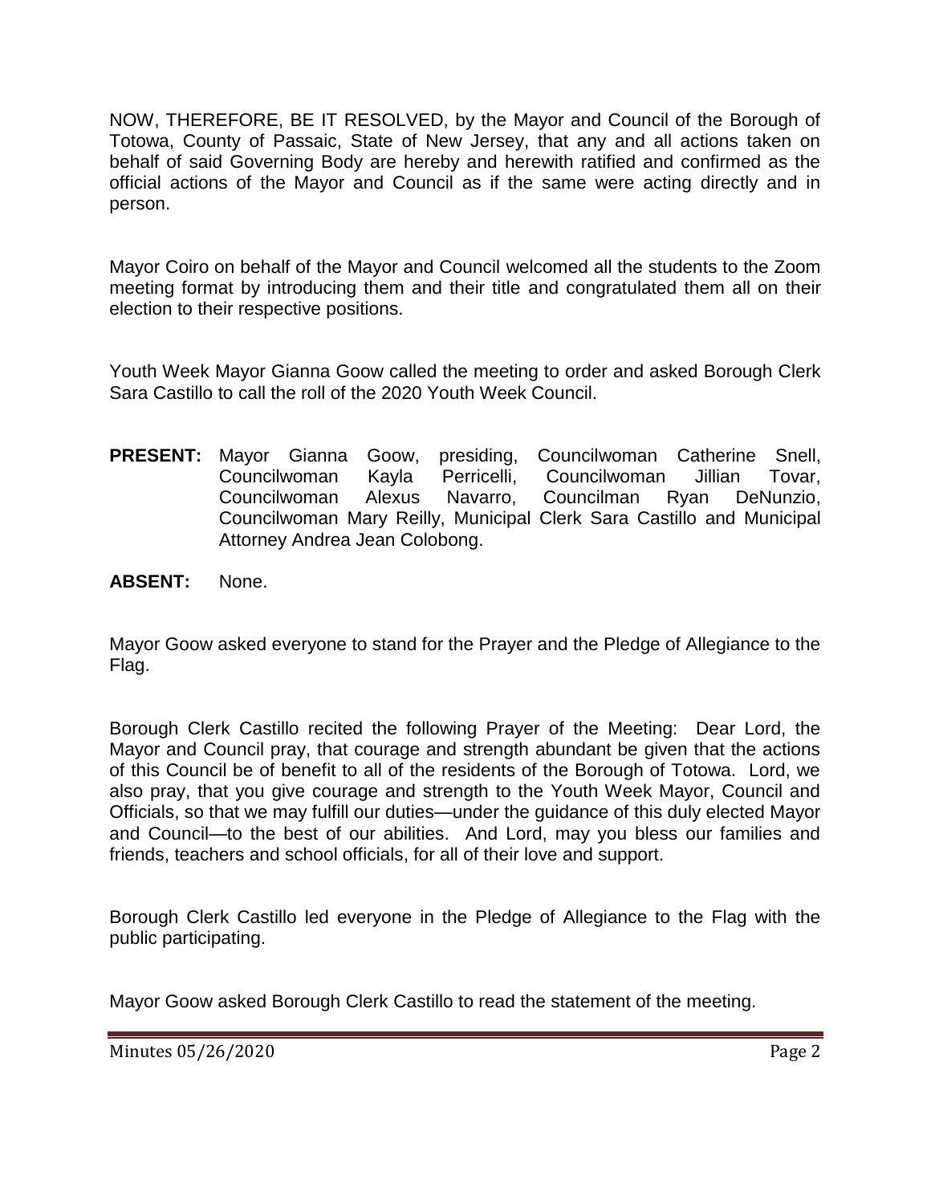NOW, THEREFORE, BE IT RESOLVED, by the Mayor and Council of the Borough of Totowa, County of Passaic, State of New Jersey, that any and all actions taken on behalf of said Governing Body are hereby and herewith ratified and confirmed as the official actions of the Mayor and Council as if the same were acting directly and in person.

Mayor Coiro on behalf of the Mayor and Council welcomed all the students to the Zoom meeting format by introducing them and their title and congratulated them all on their election to their respective positions.

Youth Week Mayor Gianna Goow called the meeting to order and asked Borough Clerk Sara Castillo to call the roll of the 2020 Youth Week Council.

**PRESENT:** Mayor Gianna Goow, presiding, Councilwoman Catherine Snell, Councilwoman Kayla Perricelli, Councilwoman Jillian Tovar, Councilwoman Alexus Navarro, Councilman Ryan DeNunzio, Councilwoman Mary Reilly, Municipal Clerk Sara Castillo and Municipal Attorney Andrea Jean Colobong.

**ABSENT:** None.

Mayor Goow asked everyone to stand for the Prayer and the Pledge of Allegiance to the Flag.

Borough Clerk Castillo recited the following Prayer of the Meeting: Dear Lord, the Mayor and Council pray, that courage and strength abundant be given that the actions of this Council be of benefit to all of the residents of the Borough of Totowa. Lord, we also pray, that you give courage and strength to the Youth Week Mayor, Council and Officials, so that we may fulfill our duties—under the guidance of this duly elected Mayor and Council—to the best of our abilities. And Lord, may you bless our families and friends, teachers and school officials, for all of their love and support.

Borough Clerk Castillo led everyone in the Pledge of Allegiance to the Flag with the public participating.

Mayor Goow asked Borough Clerk Castillo to read the statement of the meeting.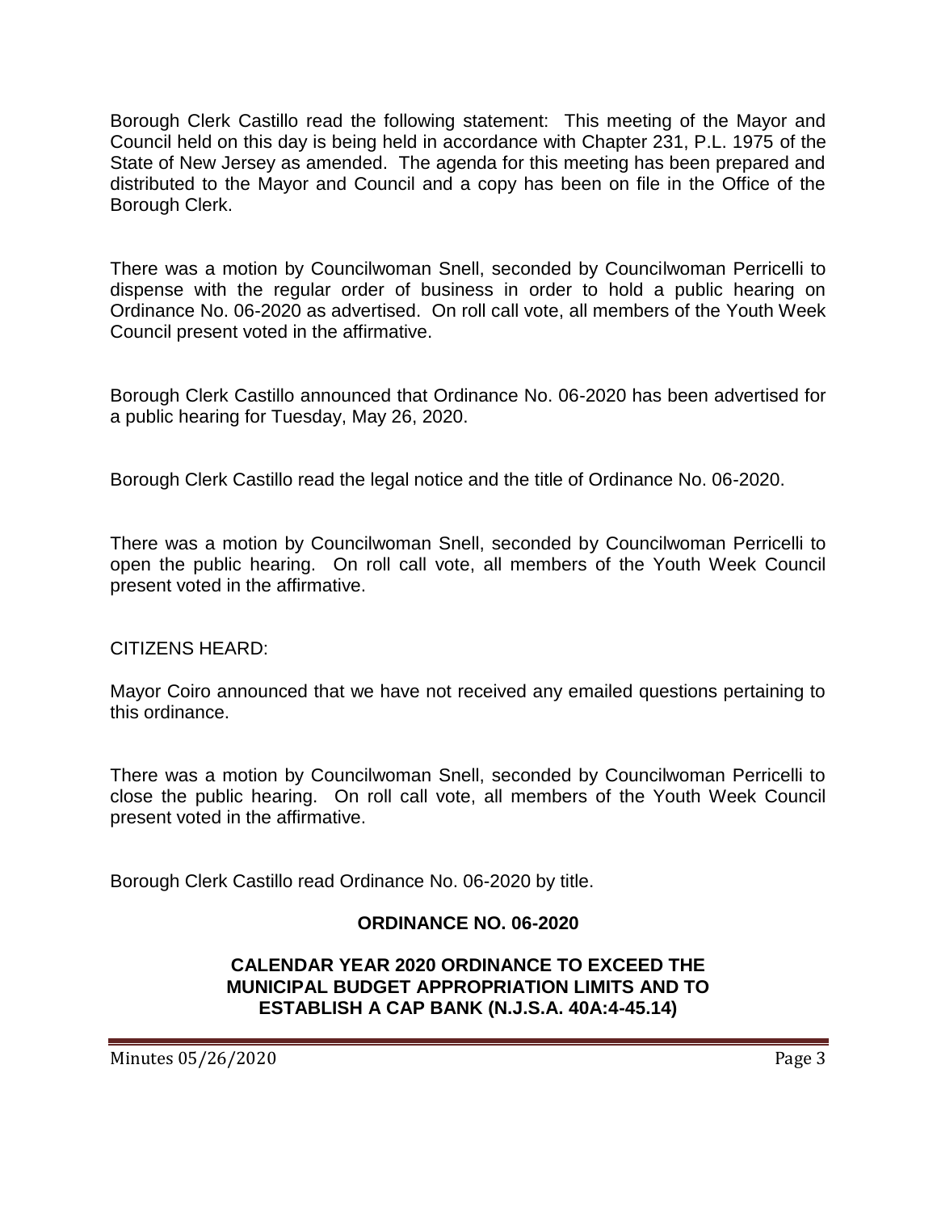Borough Clerk Castillo read the following statement: This meeting of the Mayor and Council held on this day is being held in accordance with Chapter 231, P.L. 1975 of the State of New Jersey as amended. The agenda for this meeting has been prepared and distributed to the Mayor and Council and a copy has been on file in the Office of the Borough Clerk.

There was a motion by Councilwoman Snell, seconded by Councilwoman Perricelli to dispense with the regular order of business in order to hold a public hearing on Ordinance No. 06-2020 as advertised. On roll call vote, all members of the Youth Week Council present voted in the affirmative.

Borough Clerk Castillo announced that Ordinance No. 06-2020 has been advertised for a public hearing for Tuesday, May 26, 2020.

Borough Clerk Castillo read the legal notice and the title of Ordinance No. 06-2020.

There was a motion by Councilwoman Snell, seconded by Councilwoman Perricelli to open the public hearing. On roll call vote, all members of the Youth Week Council present voted in the affirmative.

CITIZENS HEARD:

Mayor Coiro announced that we have not received any emailed questions pertaining to this ordinance.

There was a motion by Councilwoman Snell, seconded by Councilwoman Perricelli to close the public hearing. On roll call vote, all members of the Youth Week Council present voted in the affirmative.

Borough Clerk Castillo read Ordinance No. 06-2020 by title.

**ORDINANCE NO. 06-2020**

**CALENDAR YEAR 2020 ORDINANCE TO EXCEED THE MUNICIPAL BUDGET APPROPRIATION LIMITS AND TO ESTABLISH A CAP BANK (N.J.S.A. 40A:4-45.14)**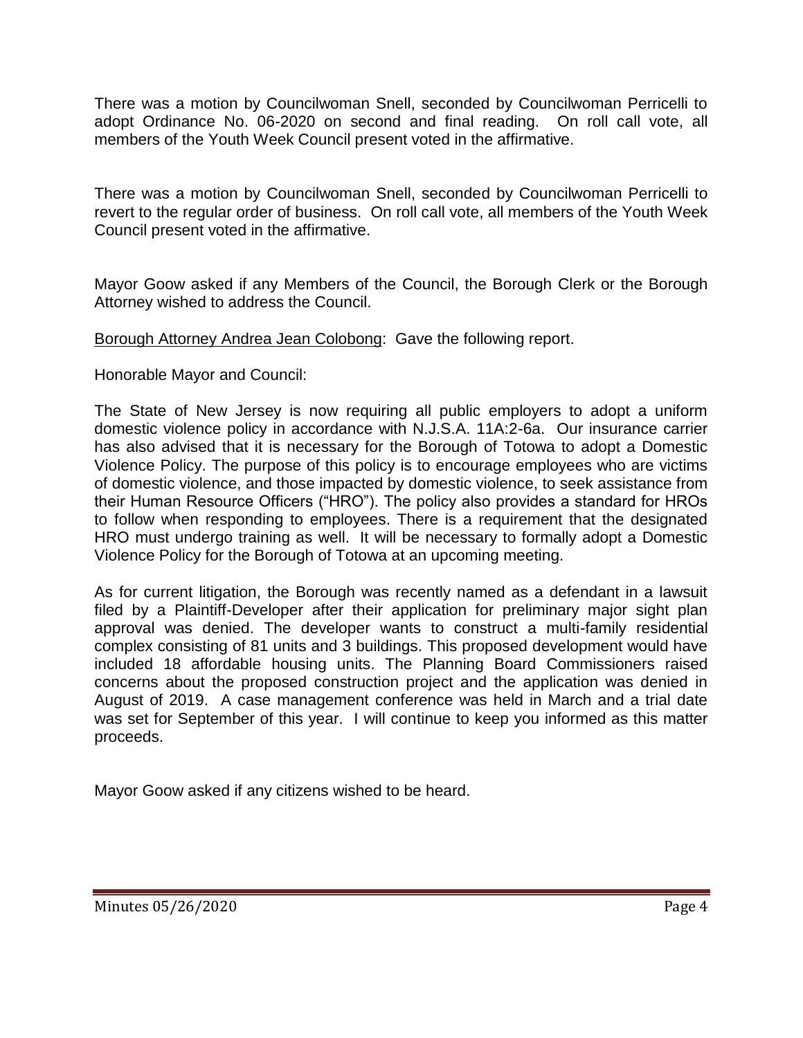There was a motion by Councilwoman Snell, seconded by Councilwoman Perricelli to adopt Ordinance No. 06-2020 on second and final reading. On roll call vote, all members of the Youth Week Council present voted in the affirmative.

There was a motion by Councilwoman Snell, seconded by Councilwoman Perricelli to revert to the regular order of business. On roll call vote, all members of the Youth Week Council present voted in the affirmative.

Mayor Goow asked if any Members of the Council, the Borough Clerk or the Borough Attorney wished to address the Council.

<u>Borough Attorney Andrea Jean Colobong</u>: Gave the following report.

Honorable Mayor and Council:

The State of New Jersey is now requiring all public employers to adopt a uniform domestic violence policy in accordance with N.J.S.A. 11A:2-6a. Our insurance carrier has also advised that it is necessary for the Borough of Totowa to adopt a Domestic Violence Policy. The purpose of this policy is to encourage employees who are victims of domestic violence, and those impacted by domestic violence, to seek assistance from their Human Resource Officers ("HRO"). The policy also provides a standard for HROs to follow when responding to employees. There is a requirement that the designated HRO must undergo training as well. It will be necessary to formally adopt a Domestic Violence Policy for the Borough of Totowa at an upcoming meeting.

As for current litigation, the Borough was recently named as a defendant in a lawsuit filed by a Plaintiff-Developer after their application for preliminary major sight plan approval was denied. The developer wants to construct a multi-family residential complex consisting of 81 units and 3 buildings. This proposed development would have included 18 affordable housing units. The Planning Board Commissioners raised concerns about the proposed construction project and the application was denied in August of 2019. A case management conference was held in March and a trial date was set for September of this year. I will continue to keep you informed as this matter proceeds.

Mayor Goow asked if any citizens wished to be heard.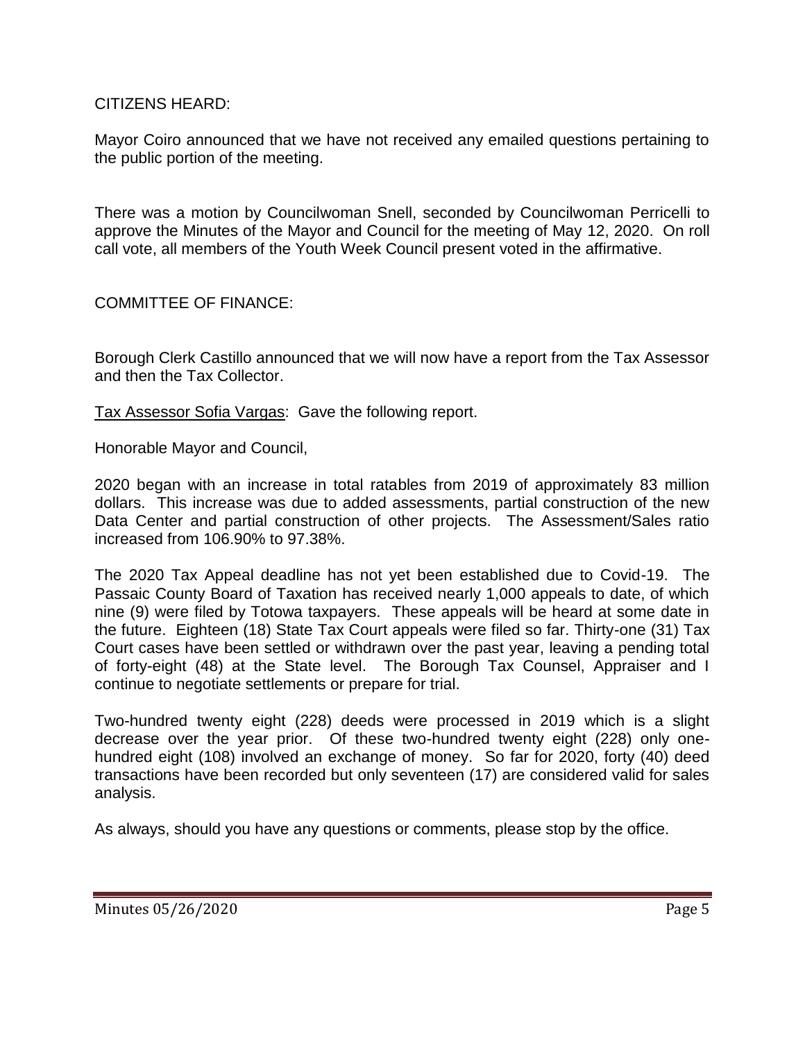CITIZENS HEARD:

Mayor Coiro announced that we have not received any emailed questions pertaining to the public portion of the meeting.

There was a motion by Councilwoman Snell, seconded by Councilwoman Perricelli to approve the Minutes of the Mayor and Council for the meeting of May 12, 2020. On roll call vote, all members of the Youth Week Council present voted in the affirmative.

COMMITTEE OF FINANCE:

Borough Clerk Castillo announced that we will now have a report from the Tax Assessor and then the Tax Collector.

Tax Assessor Sofia Vargas: Gave the following report.

Honorable Mayor and Council,

2020 began with an increase in total ratables from 2019 of approximately 83 million dollars. This increase was due to added assessments, partial construction of the new Data Center and partial construction of other projects. The Assessment/Sales ratio increased from 106.90% to 97.38%.

The 2020 Tax Appeal deadline has not yet been established due to Covid-19. The Passaic County Board of Taxation has received nearly 1,000 appeals to date, of which nine (9) were filed by Totowa taxpayers. These appeals will be heard at some date in the future. Eighteen (18) State Tax Court appeals were filed so far. Thirty-one (31) Tax Court cases have been settled or withdrawn over the past year, leaving a pending total of forty-eight (48) at the State level. The Borough Tax Counsel, Appraiser and I continue to negotiate settlements or prepare for trial.

Two-hundred twenty eight (228) deeds were processed in 2019 which is a slight decrease over the year prior. Of these two-hundred twenty eight (228) only one-hundred eight (108) involved an exchange of money. So far for 2020, forty (40) deed transactions have been recorded but only seventeen (17) are considered valid for sales analysis.

As always, should you have any questions or comments, please stop by the office.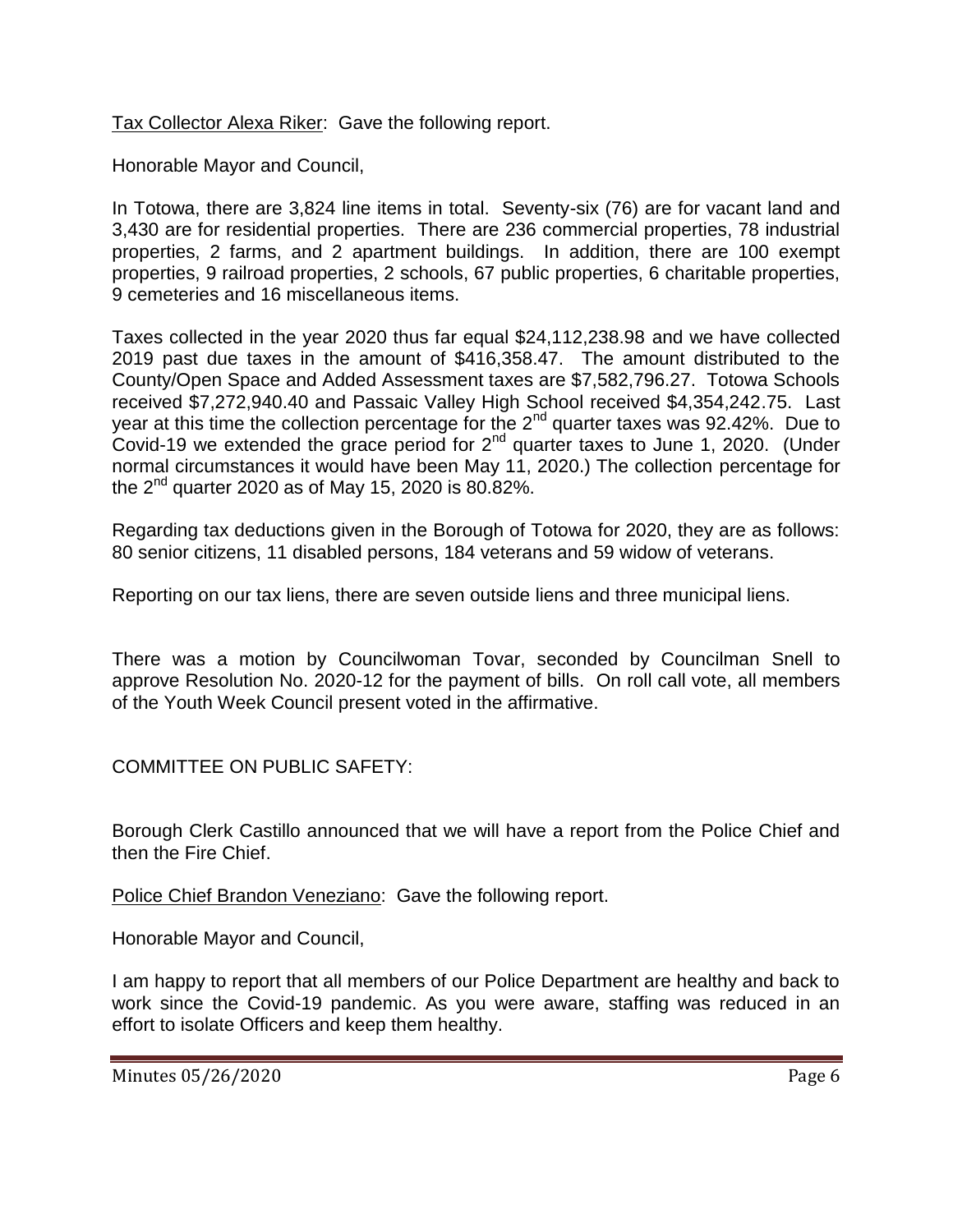<u>Tax Collector Alexa Riker</u>: Gave the following report.

Honorable Mayor and Council,

In Totowa, there are 3,824 line items in total. Seventy-six (76) are for vacant land and 3,430 are for residential properties. There are 236 commercial properties, 78 industrial properties, 2 farms, and 2 apartment buildings. In addition, there are 100 exempt properties, 9 railroad properties, 2 schools, 67 public properties, 6 charitable properties, 9 cemeteries and 16 miscellaneous items.

Taxes collected in the year 2020 thus far equal $24,112,238.98 and we have collected 2019 past due taxes in the amount of $416,358.47. The amount distributed to the County/Open Space and Added Assessment taxes are $7,582,796.27. Totowa Schools received $7,272,940.40 and Passaic Valley High School received $4,354,242.75. Last year at this time the collection percentage for the 2nd quarter taxes was 92.42%. Due to Covid-19 we extended the grace period for 2nd quarter taxes to June 1, 2020. (Under normal circumstances it would have been May 11, 2020.) The collection percentage for the 2nd quarter 2020 as of May 15, 2020 is 80.82%.

Regarding tax deductions given in the Borough of Totowa for 2020, they are as follows: 80 senior citizens, 11 disabled persons, 184 veterans and 59 widow of veterans.

Reporting on our tax liens, there are seven outside liens and three municipal liens.

There was a motion by Councilwoman Tovar, seconded by Councilman Snell to approve Resolution No. 2020-12 for the payment of bills. On roll call vote, all members of the Youth Week Council present voted in the affirmative.

COMMITTEE ON PUBLIC SAFETY:

Borough Clerk Castillo announced that we will have a report from the Police Chief and then the Fire Chief.

<u>Police Chief Brandon Veneziano</u>: Gave the following report.

Honorable Mayor and Council,

I am happy to report that all members of our Police Department are healthy and back to work since the Covid-19 pandemic. As you were aware, staffing was reduced in an effort to isolate Officers and keep them healthy.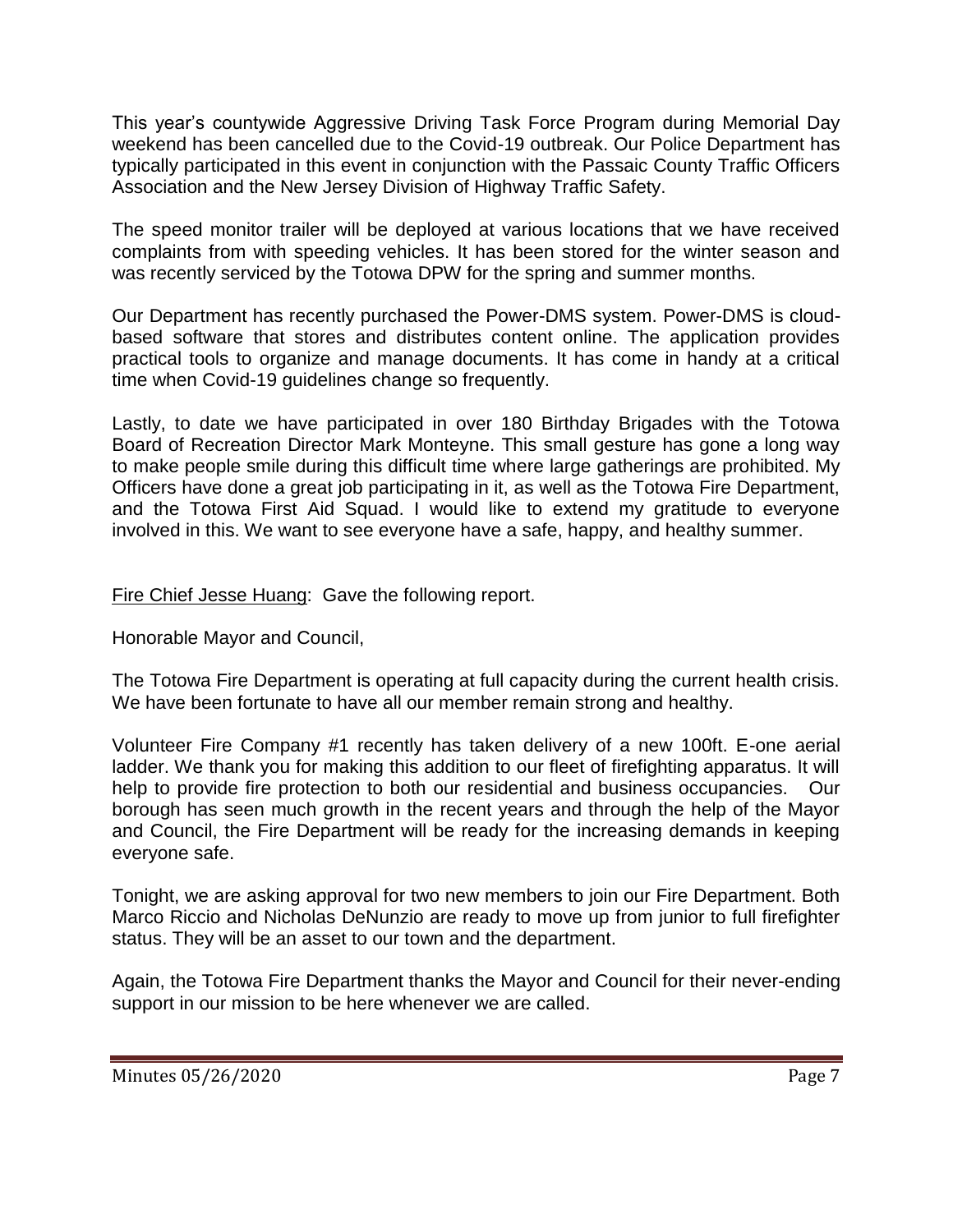This year's countywide Aggressive Driving Task Force Program during Memorial Day weekend has been cancelled due to the Covid-19 outbreak. Our Police Department has typically participated in this event in conjunction with the Passaic County Traffic Officers Association and the New Jersey Division of Highway Traffic Safety.

The speed monitor trailer will be deployed at various locations that we have received complaints from with speeding vehicles. It has been stored for the winter season and was recently serviced by the Totowa DPW for the spring and summer months.

Our Department has recently purchased the Power-DMS system. Power-DMS is cloud-based software that stores and distributes content online. The application provides practical tools to organize and manage documents. It has come in handy at a critical time when Covid-19 guidelines change so frequently.

Lastly, to date we have participated in over 180 Birthday Brigades with the Totowa Board of Recreation Director Mark Monteyne. This small gesture has gone a long way to make people smile during this difficult time where large gatherings are prohibited. My Officers have done a great job participating in it, as well as the Totowa Fire Department, and the Totowa First Aid Squad. I would like to extend my gratitude to everyone involved in this. We want to see everyone have a safe, happy, and healthy summer.

Fire Chief Jesse Huang: Gave the following report.

Honorable Mayor and Council,

The Totowa Fire Department is operating at full capacity during the current health crisis. We have been fortunate to have all our member remain strong and healthy.

Volunteer Fire Company #1 recently has taken delivery of a new 100ft. E-one aerial ladder. We thank you for making this addition to our fleet of firefighting apparatus. It will help to provide fire protection to both our residential and business occupancies. Our borough has seen much growth in the recent years and through the help of the Mayor and Council, the Fire Department will be ready for the increasing demands in keeping everyone safe.

Tonight, we are asking approval for two new members to join our Fire Department. Both Marco Riccio and Nicholas DeNunzio are ready to move up from junior to full firefighter status. They will be an asset to our town and the department.

Again, the Totowa Fire Department thanks the Mayor and Council for their never-ending support in our mission to be here whenever we are called.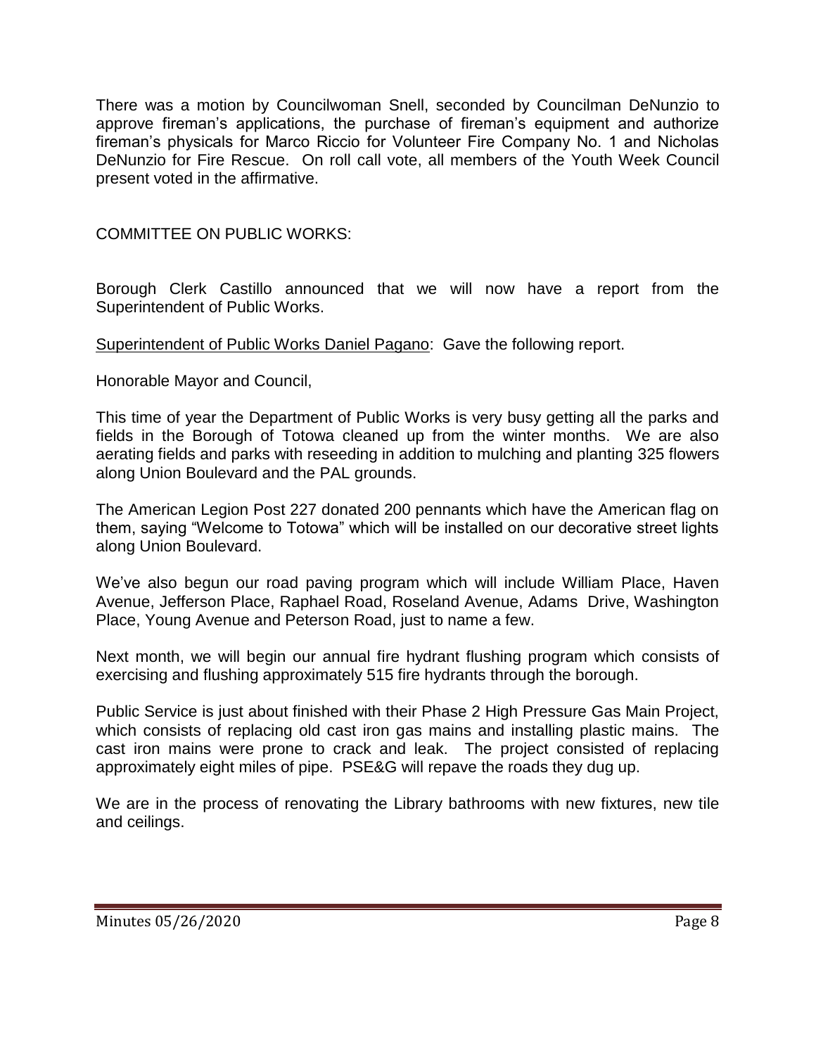There was a motion by Councilwoman Snell, seconded by Councilman DeNunzio to approve fireman's applications, the purchase of fireman's equipment and authorize fireman's physicals for Marco Riccio for Volunteer Fire Company No. 1 and Nicholas DeNunzio for Fire Rescue. On roll call vote, all members of the Youth Week Council present voted in the affirmative.

COMMITTEE ON PUBLIC WORKS:

Borough Clerk Castillo announced that we will now have a report from the Superintendent of Public Works.

Superintendent of Public Works Daniel Pagano: Gave the following report.

Honorable Mayor and Council,

This time of year the Department of Public Works is very busy getting all the parks and fields in the Borough of Totowa cleaned up from the winter months. We are also aerating fields and parks with reseeding in addition to mulching and planting 325 flowers along Union Boulevard and the PAL grounds.

The American Legion Post 227 donated 200 pennants which have the American flag on them, saying "Welcome to Totowa" which will be installed on our decorative street lights along Union Boulevard.

We've also begun our road paving program which will include William Place, Haven Avenue, Jefferson Place, Raphael Road, Roseland Avenue, Adams Drive, Washington Place, Young Avenue and Peterson Road, just to name a few.

Next month, we will begin our annual fire hydrant flushing program which consists of exercising and flushing approximately 515 fire hydrants through the borough.

Public Service is just about finished with their Phase 2 High Pressure Gas Main Project, which consists of replacing old cast iron gas mains and installing plastic mains. The cast iron mains were prone to crack and leak. The project consisted of replacing approximately eight miles of pipe. PSE&G will repave the roads they dug up.

We are in the process of renovating the Library bathrooms with new fixtures, new tile and ceilings.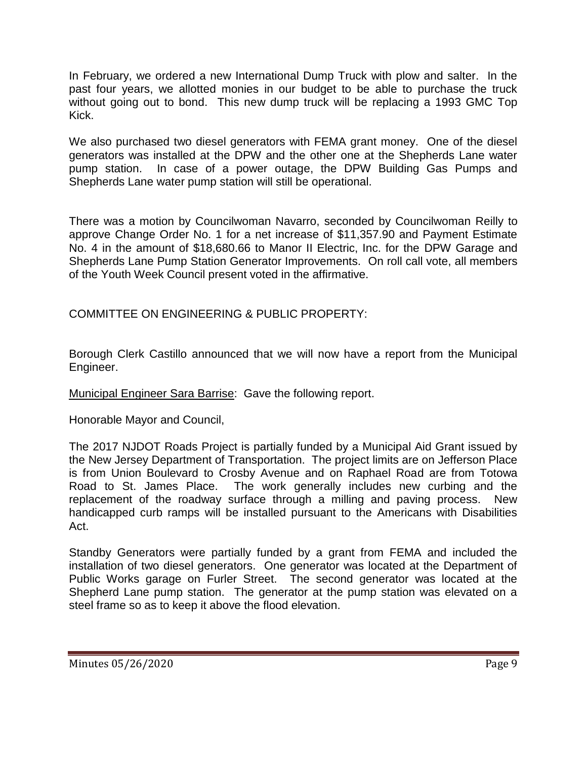In February, we ordered a new International Dump Truck with plow and salter. In the past four years, we allotted monies in our budget to be able to purchase the truck without going out to bond. This new dump truck will be replacing a 1993 GMC Top Kick.

We also purchased two diesel generators with FEMA grant money. One of the diesel generators was installed at the DPW and the other one at the Shepherds Lane water pump station. In case of a power outage, the DPW Building Gas Pumps and Shepherds Lane water pump station will still be operational.

There was a motion by Councilwoman Navarro, seconded by Councilwoman Reilly to approve Change Order No. 1 for a net increase of $11,357.90 and Payment Estimate No. 4 in the amount of $18,680.66 to Manor II Electric, Inc. for the DPW Garage and Shepherds Lane Pump Station Generator Improvements. On roll call vote, all members of the Youth Week Council present voted in the affirmative.

COMMITTEE ON ENGINEERING & PUBLIC PROPERTY:

Borough Clerk Castillo announced that we will now have a report from the Municipal Engineer.

<u>Municipal Engineer Sara Barrise</u>: Gave the following report.

Honorable Mayor and Council,

The 2017 NJDOT Roads Project is partially funded by a Municipal Aid Grant issued by the New Jersey Department of Transportation. The project limits are on Jefferson Place is from Union Boulevard to Crosby Avenue and on Raphael Road are from Totowa Road to St. James Place. The work generally includes new curbing and the replacement of the roadway surface through a milling and paving process. New handicapped curb ramps will be installed pursuant to the Americans with Disabilities Act.

Standby Generators were partially funded by a grant from FEMA and included the installation of two diesel generators. One generator was located at the Department of Public Works garage on Furler Street. The second generator was located at the Shepherd Lane pump station. The generator at the pump station was elevated on a steel frame so as to keep it above the flood elevation.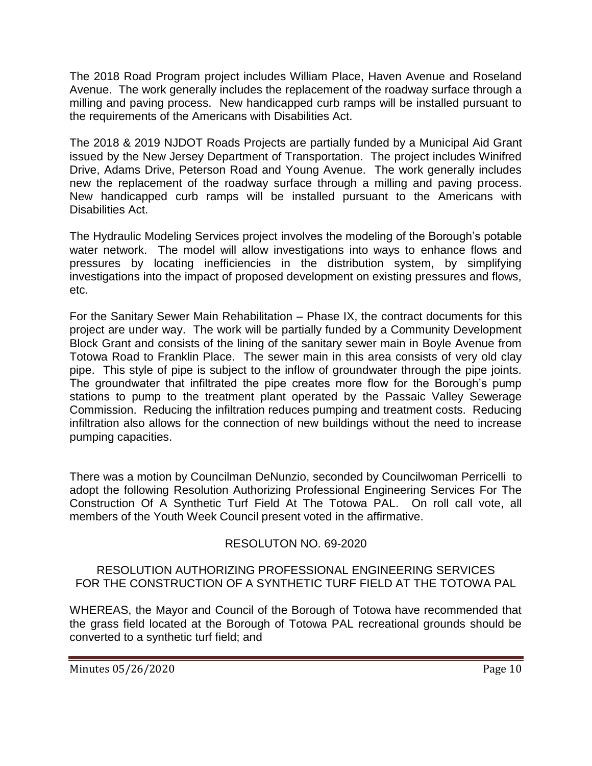The 2018 Road Program project includes William Place, Haven Avenue and Roseland Avenue. The work generally includes the replacement of the roadway surface through a milling and paving process. New handicapped curb ramps will be installed pursuant to the requirements of the Americans with Disabilities Act.

The 2018 & 2019 NJDOT Roads Projects are partially funded by a Municipal Aid Grant issued by the New Jersey Department of Transportation. The project includes Winifred Drive, Adams Drive, Peterson Road and Young Avenue. The work generally includes new the replacement of the roadway surface through a milling and paving process. New handicapped curb ramps will be installed pursuant to the Americans with Disabilities Act.

The Hydraulic Modeling Services project involves the modeling of the Borough's potable water network. The model will allow investigations into ways to enhance flows and pressures by locating inefficiencies in the distribution system, by simplifying investigations into the impact of proposed development on existing pressures and flows, etc.

For the Sanitary Sewer Main Rehabilitation – Phase IX, the contract documents for this project are under way. The work will be partially funded by a Community Development Block Grant and consists of the lining of the sanitary sewer main in Boyle Avenue from Totowa Road to Franklin Place. The sewer main in this area consists of very old clay pipe. This style of pipe is subject to the inflow of groundwater through the pipe joints. The groundwater that infiltrated the pipe creates more flow for the Borough's pump stations to pump to the treatment plant operated by the Passaic Valley Sewerage Commission. Reducing the infiltration reduces pumping and treatment costs. Reducing infiltration also allows for the connection of new buildings without the need to increase pumping capacities.

There was a motion by Councilman DeNunzio, seconded by Councilwoman Perricelli to adopt the following Resolution Authorizing Professional Engineering Services For The Construction Of A Synthetic Turf Field At The Totowa PAL. On roll call vote, all members of the Youth Week Council present voted in the affirmative.

RESOLUTON NO. 69-2020

RESOLUTION AUTHORIZING PROFESSIONAL ENGINEERING SERVICES FOR THE CONSTRUCTION OF A SYNTHETIC TURF FIELD AT THE TOTOWA PAL

WHEREAS, the Mayor and Council of the Borough of Totowa have recommended that the grass field located at the Borough of Totowa PAL recreational grounds should be converted to a synthetic turf field; and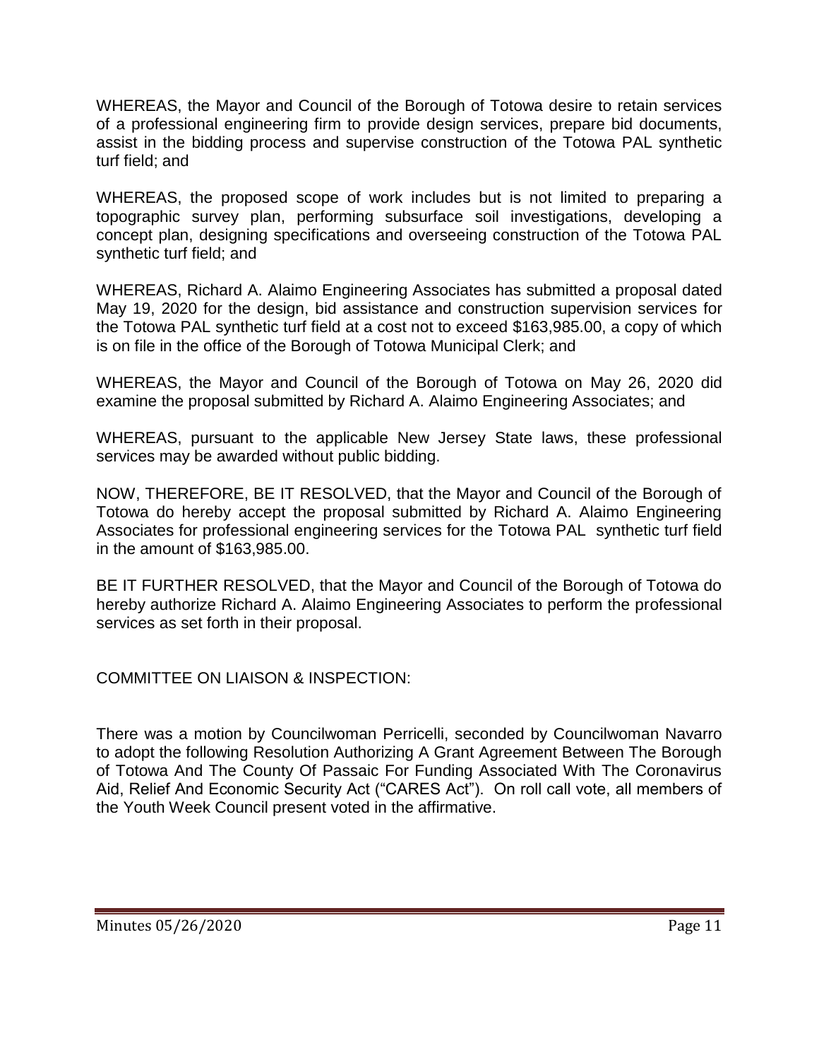WHEREAS, the Mayor and Council of the Borough of Totowa desire to retain services of a professional engineering firm to provide design services, prepare bid documents, assist in the bidding process and supervise construction of the Totowa PAL synthetic turf field; and

WHEREAS, the proposed scope of work includes but is not limited to preparing a topographic survey plan, performing subsurface soil investigations, developing a concept plan, designing specifications and overseeing construction of the Totowa PAL synthetic turf field; and

WHEREAS, Richard A. Alaimo Engineering Associates has submitted a proposal dated May 19, 2020 for the design, bid assistance and construction supervision services for the Totowa PAL synthetic turf field at a cost not to exceed $163,985.00, a copy of which is on file in the office of the Borough of Totowa Municipal Clerk; and

WHEREAS, the Mayor and Council of the Borough of Totowa on May 26, 2020 did examine the proposal submitted by Richard A. Alaimo Engineering Associates; and

WHEREAS, pursuant to the applicable New Jersey State laws, these professional services may be awarded without public bidding.

NOW, THEREFORE, BE IT RESOLVED, that the Mayor and Council of the Borough of Totowa do hereby accept the proposal submitted by Richard A. Alaimo Engineering Associates for professional engineering services for the Totowa PAL synthetic turf field in the amount of $163,985.00.

BE IT FURTHER RESOLVED, that the Mayor and Council of the Borough of Totowa do hereby authorize Richard A. Alaimo Engineering Associates to perform the professional services as set forth in their proposal.

COMMITTEE ON LIAISON & INSPECTION:

There was a motion by Councilwoman Perricelli, seconded by Councilwoman Navarro to adopt the following Resolution Authorizing A Grant Agreement Between The Borough of Totowa And The County Of Passaic For Funding Associated With The Coronavirus Aid, Relief And Economic Security Act ("CARES Act"). On roll call vote, all members of the Youth Week Council present voted in the affirmative.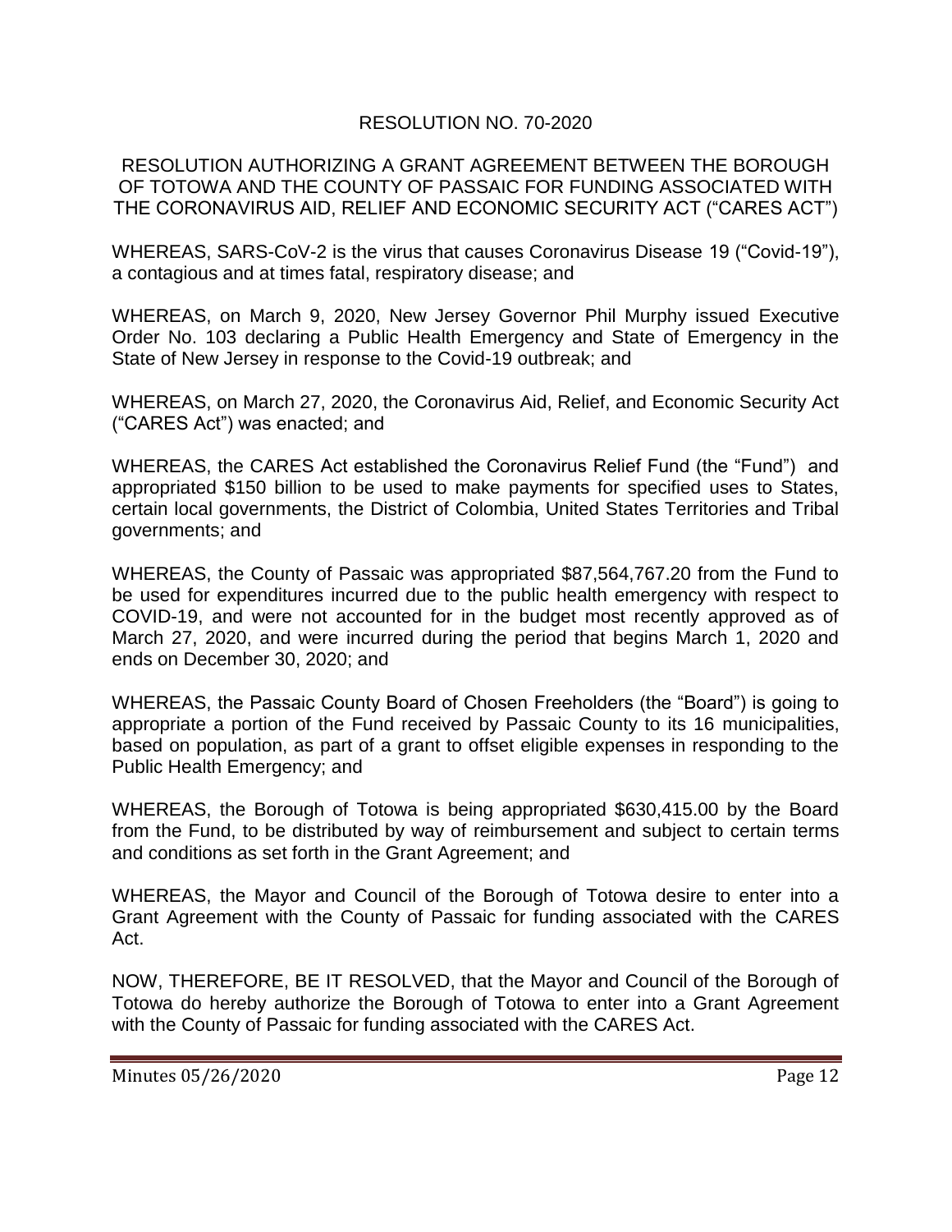RESOLUTION NO. 70-2020

RESOLUTION AUTHORIZING A GRANT AGREEMENT BETWEEN THE BOROUGH OF TOTOWA AND THE COUNTY OF PASSAIC FOR FUNDING ASSOCIATED WITH THE CORONAVIRUS AID, RELIEF AND ECONOMIC SECURITY ACT ("CARES ACT")

WHEREAS, SARS-CoV-2 is the virus that causes Coronavirus Disease 19 ("Covid-19"), a contagious and at times fatal, respiratory disease; and

WHEREAS, on March 9, 2020, New Jersey Governor Phil Murphy issued Executive Order No. 103 declaring a Public Health Emergency and State of Emergency in the State of New Jersey in response to the Covid-19 outbreak; and

WHEREAS, on March 27, 2020, the Coronavirus Aid, Relief, and Economic Security Act ("CARES Act") was enacted; and

WHEREAS, the CARES Act established the Coronavirus Relief Fund (the "Fund") and appropriated $150 billion to be used to make payments for specified uses to States, certain local governments, the District of Colombia, United States Territories and Tribal governments; and

WHEREAS, the County of Passaic was appropriated $87,564,767.20 from the Fund to be used for expenditures incurred due to the public health emergency with respect to COVID-19, and were not accounted for in the budget most recently approved as of March 27, 2020, and were incurred during the period that begins March 1, 2020 and ends on December 30, 2020; and

WHEREAS, the Passaic County Board of Chosen Freeholders (the "Board") is going to appropriate a portion of the Fund received by Passaic County to its 16 municipalities, based on population, as part of a grant to offset eligible expenses in responding to the Public Health Emergency; and

WHEREAS, the Borough of Totowa is being appropriated $630,415.00 by the Board from the Fund, to be distributed by way of reimbursement and subject to certain terms and conditions as set forth in the Grant Agreement; and

WHEREAS, the Mayor and Council of the Borough of Totowa desire to enter into a Grant Agreement with the County of Passaic for funding associated with the CARES Act.

NOW, THEREFORE, BE IT RESOLVED, that the Mayor and Council of the Borough of Totowa do hereby authorize the Borough of Totowa to enter into a Grant Agreement with the County of Passaic for funding associated with the CARES Act.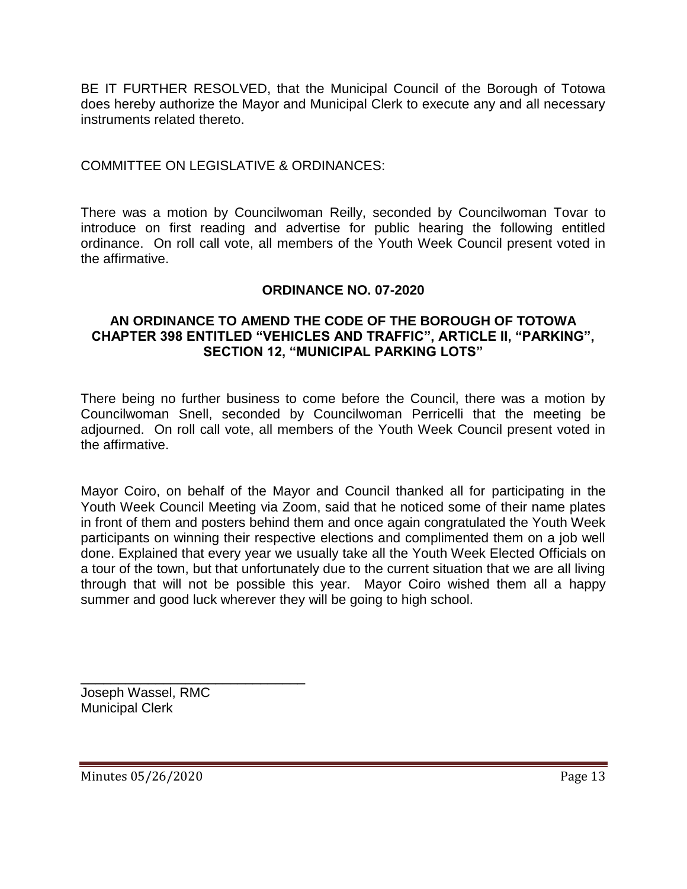BE IT FURTHER RESOLVED, that the Municipal Council of the Borough of Totowa does hereby authorize the Mayor and Municipal Clerk to execute any and all necessary instruments related thereto.

COMMITTEE ON LEGISLATIVE & ORDINANCES:

There was a motion by Councilwoman Reilly, seconded by Councilwoman Tovar to introduce on first reading and advertise for public hearing the following entitled ordinance. On roll call vote, all members of the Youth Week Council present voted in the affirmative.

**ORDINANCE NO. 07-2020**

**AN ORDINANCE TO AMEND THE CODE OF THE BOROUGH OF TOTOWA CHAPTER 398 ENTITLED "VEHICLES AND TRAFFIC", ARTICLE II, "PARKING", SECTION 12, "MUNICIPAL PARKING LOTS"**

There being no further business to come before the Council, there was a motion by Councilwoman Snell, seconded by Councilwoman Perricelli that the meeting be adjourned. On roll call vote, all members of the Youth Week Council present voted in the affirmative.

Mayor Coiro, on behalf of the Mayor and Council thanked all for participating in the Youth Week Council Meeting via Zoom, said that he noticed some of their name plates in front of them and posters behind them and once again congratulated the Youth Week participants on winning their respective elections and complimented them on a job well done. Explained that every year we usually take all the Youth Week Elected Officials on a tour of the town, but that unfortunately due to the current situation that we are all living through that will not be possible this year. Mayor Coiro wished them all a happy summer and good luck wherever they will be going to high school.

\_\_\_\_\_\_\_\_\_\_\_\_\_\_\_\_\_\_\_\_\_\_\_\_\_\_\_\_\_\_\_

Joseph Wassel, RMC
Municipal Clerk